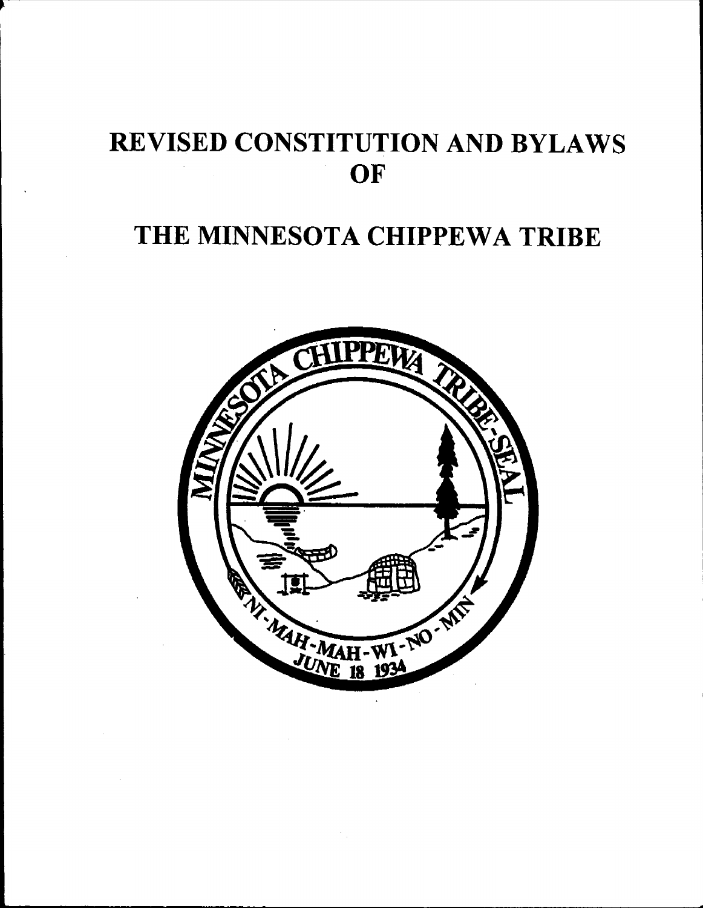# REVISED CONSTITUTION AND BYLAWS OF

# THE MINNESOTA CHIPPEWA TRIBE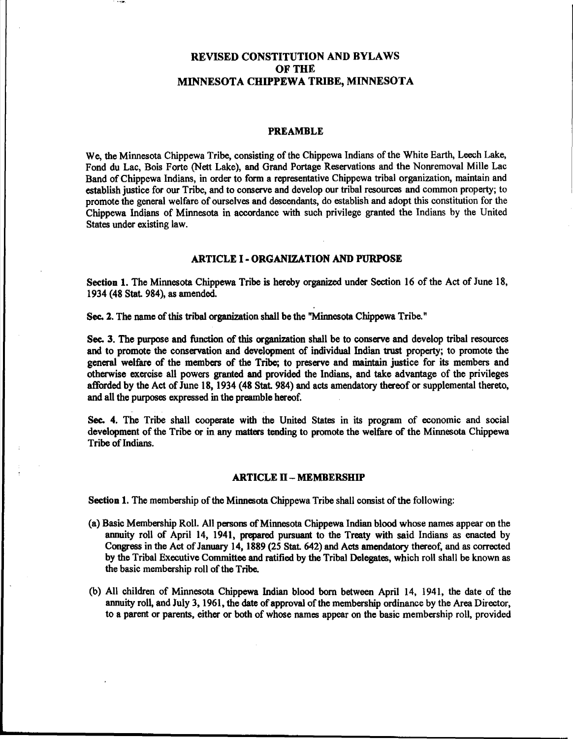# REVISED CONSTITUTION AND BYLAWS OF THE MINNESOTA CHIPPEWA TRIBE, MINNESOTA

## PREAMBLE

We, the Minnesota Chippewa Tribe, consisting of the Chippewa Indians of the White Earth, Leech Lake, Fond du Lac, Bois Forte (Nett Lake), and Grand Portage Reservations and the Nonremoval Mille Lac Band of Chippewa Indians, in order to form a representative Chippewa tribal organization, maintain and establish justice for our Tribe, and to conserve and develop our tribal resources and common property; to promote the general welfare of ourselves and descendants, do establish and adopt this constitution for the Chippewa Indians of Minnesota in accordance with such privilege granted the Indians by the United States under existing law.

## ARTICLE I - ORGANIZATION AND PURPOSE

**Section 1.** The Minnesota Chippewa Tribe is hereby organized under Section 16 of the Act of June 18, 1934 (48 Stat. 984), as amended.

**Sec. 2.** The name of this tribal organization shall be the "Minnesota Chippewa Tribe."

**Sec. 3.** The purpose and function of this organization shall be to conserve and develop tribal resources and to promote the conservation and development of individual Indian trust property; to promote the general welfare of the members of the Tribe; to preserve and maintain justice for its members and otherwise exercise all powers granted and provided the Indians, and take advantage of the privileges afforded by the Act of June 18, 1934 (48 Stat. 984) and acts amendatory thereof or supplemental thereto, and all the purposes expressed in the preamble hereof.

**Sec. 4.** The Tribe shall cooperate with the United States in its program of economic and social development of the Tribe or in any matters tending to promote the welfare of the Minnesota Chippewa Tribe of Indians.

## ARTICLE II – MEMBERSHIP

**Section 1.** The membership of the Minnesota Chippewa Tribe shall consist of the following:

(a) Basic Membership Roll. All persons of Minnesota Chippewa Indian blood whose names appear on the annuity roll of April 14, 1941, prepared pursuant to the Treaty with said Indians as enacted by Congress in the Act of January 14, 1889 (25 Stat. 642) and Acts amendatory thereof, and as corrected by the Tribal Executive Committee and ratified by the Tribal Delegates, which roll shall be known as the basic membership roll of the Tribe.

(b) All children of Minnesota Chippewa Indian blood born between April 14, 1941, the date of the annuity roll, and July 3, 1961, the date of approval of the membership ordinance by the Area Director, to a parent or parents, either or both of whose names appear on the basic membership roll, provided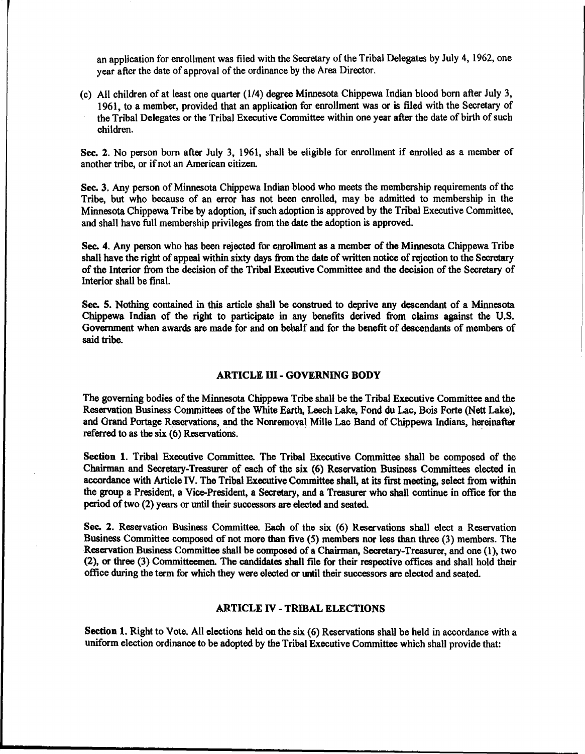an application for enrollment was filed with the Secretary of the Tribal Delegates by July 4, 1962, one year after the date of approval of the ordinance by the Area Director.

(c) All children of at least one quarter (1/4) degree Minnesota Chippewa Indian blood born after July 3, 1961, to a member, provided that an application for enrollment was or is filed with the Secretary of the Tribal Delegates or the Tribal Executive Committee within one year after the date of birth of such children.

**Sec. 2.** No person born after July 3, 1961, shall be eligible for enrollment if enrolled as a member of another tribe, or if not an American citizen.

**Sec. 3.** Any person of Minnesota Chippewa Indian blood who meets the membership requirements of the Tribe, but who because of an error has not been enrolled, may be admitted to membership in the Minnesota Chippewa Tribe by adoption, if such adoption is approved by the Tribal Executive Committee, and shall have full membership privileges from the date the adoption is approved.

**Sec. 4.** Any person who has been rejected for enrollment as a member of the Minnesota Chippewa Tribe shall have the right of appeal within sixty days from the date of written notice of rejection to the Secretary of the Interior from the decision of the Tribal Executive Committee and the decision of the Secretary of Interior shall be final.

**Sec. 5.** Nothing contained in this article shall be construed to deprive any descendant of a Minnesota Chippewa Indian of the right to participate in any benefits derived from claims against the U.S. Government when awards are made for and on behalf and for the benefit of descendants of members of said tribe.

## ARTICLE III - GOVERNING BODY

The governing bodies of the Minnesota Chippewa Tribe shall be the Tribal Executive Committee and the Reservation Business Committees of the White Earth, Leech Lake, Fond du Lac, Bois Forte (Nett Lake), and Grand Portage Reservations, and the Nonremoval Mille Lac Band of Chippewa Indians, hereinafter referred to as the six (6) Reservations.

**Section 1.** Tribal Executive Committee. The Tribal Executive Committee shall be composed of the Chairman and Secretary-Treasurer of each of the six (6) Reservation Business Committees elected in accordance with Article IV. The Tribal Executive Committee shall, at its first meeting, select from within the group a President, a Vice-President, a Secretary, and a Treasurer who shall continue in office for the period of two (2) years or until their successors are elected and seated.

**Sec. 2.** Reservation Business Committee. Each of the six (6) Reservations shall elect a Reservation Business Committee composed of not more than five (5) members nor less than three (3) members. The Reservation Business Committee shall be composed of a Chairman, Secretary-Treasurer, and one (1), two (2), or three (3) Committeemen. The candidates shall file for their respective offices and shall hold their office during the term for which they were elected or until their successors are elected and seated.

## ARTICLE IV - TRIBAL ELECTIONS

**Section 1.** Right to Vote. All elections held on the six (6) Reservations shall be held in accordance with a uniform election ordinance to be adopted by the Tribal Executive Committee which shall provide that: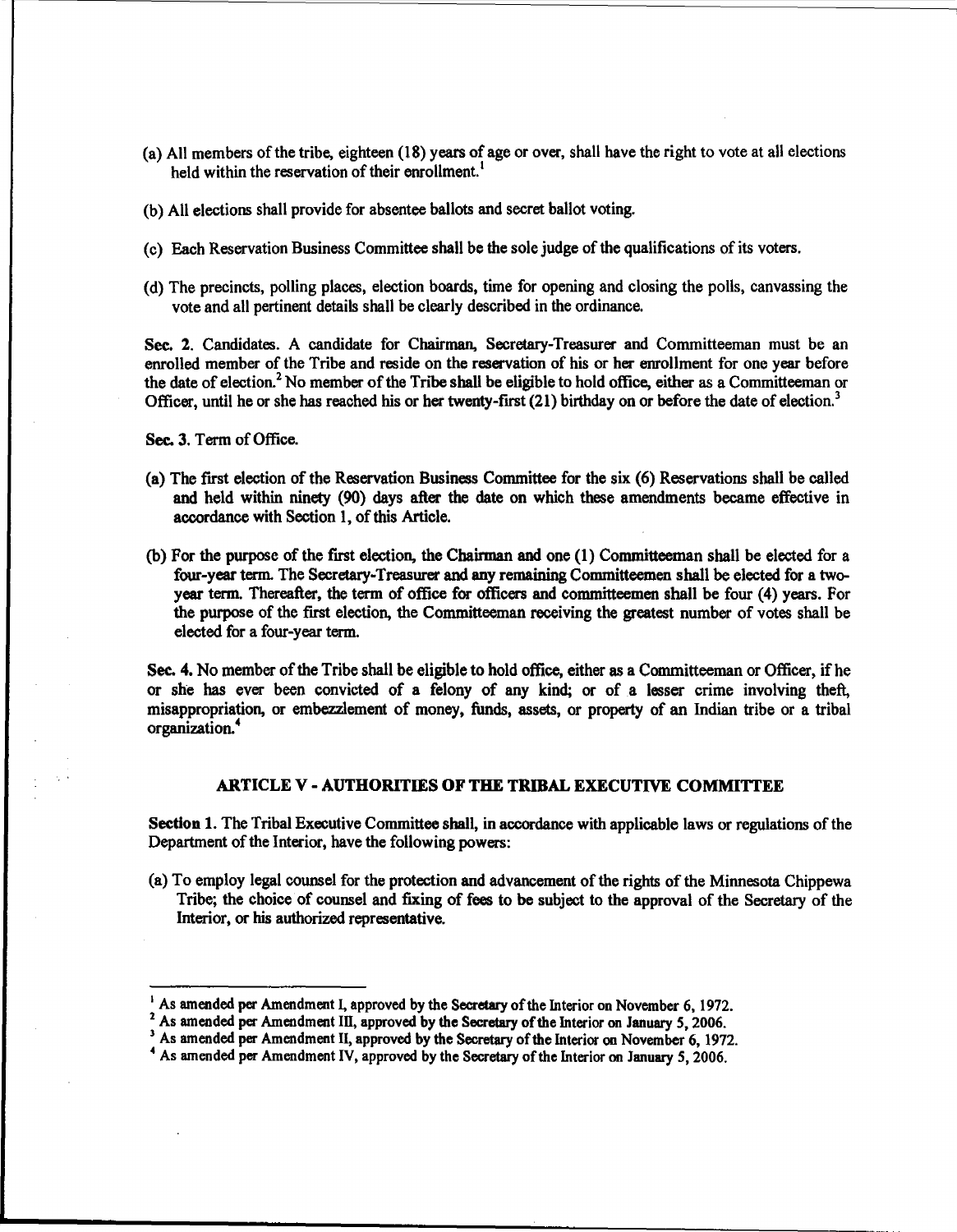(a) All members of the tribe, eighteen (18) years of age or over, shall have the right to vote at all elections held within the reservation of their enrollment.[1]

(b) All elections shall provide for absentee ballots and secret ballot voting.

(c) Each Reservation Business Committee shall be the sole judge of the qualifications of its voters.

(d) The precincts, polling places, election boards, time for opening and closing the polls, canvassing the vote and all pertinent details shall be clearly described in the ordinance.

Sec. 2. Candidates. A candidate for Chairman, Secretary-Treasurer and Committeeman must be an enrolled member of the Tribe and reside on the reservation of his or her enrollment for one year before the date of election.[2] No member of the Tribe shall be eligible to hold office, either as a Committeeman or Officer, until he or she has reached his or her twenty-first (21) birthday on or before the date of election.[3]

Sec. 3. Term of Office.

(a) The first election of the Reservation Business Committee for the six (6) Reservations shall be called and held within ninety (90) days after the date on which these amendments became effective in accordance with Section 1, of this Article.

(b) For the purpose of the first election, the Chairman and one (1) Committeeman shall be elected for a four-year term. The Secretary-Treasurer and any remaining Committeemen shall be elected for a two-year term. Thereafter, the term of office for officers and committeemen shall be four (4) years. For the purpose of the first election, the Committeeman receiving the greatest number of votes shall be elected for a four-year term.

Sec. 4. No member of the Tribe shall be eligible to hold office, either as a Committeeman or Officer, if he or she has ever been convicted of a felony of any kind; or of a lesser crime involving theft, misappropriation, or embezzlement of money, funds, assets, or property of an Indian tribe or a tribal organization.[4]

## ARTICLE V - AUTHORITIES OF THE TRIBAL EXECUTIVE COMMITTEE

**Section 1.** The Tribal Executive Committee shall, in accordance with applicable laws or regulations of the Department of the Interior, have the following powers:

(a) To employ legal counsel for the protection and advancement of the rights of the Minnesota Chippewa Tribe; the choice of counsel and fixing of fees to be subject to the approval of the Secretary of the Interior, or his authorized representative.

---

[1] As amended per Amendment I, approved by the Secretary of the Interior on November 6, 1972.

[2] As amended per Amendment III, approved by the Secretary of the Interior on January 5, 2006.

[3] As amended per Amendment II, approved by the Secretary of the Interior on November 6, 1972.

[4] As amended per Amendment IV, approved by the Secretary of the Interior on January 5, 2006.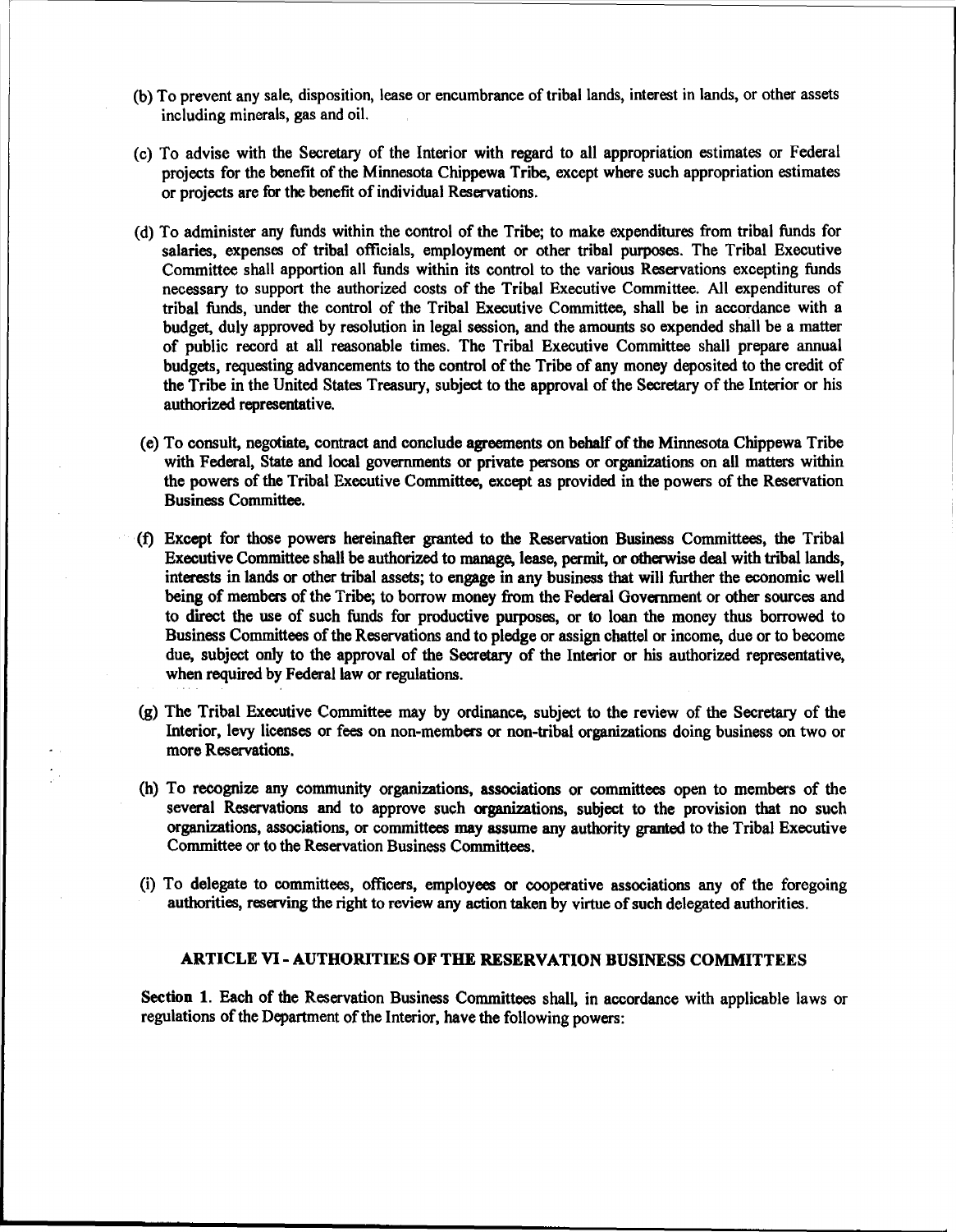(b) To prevent any sale, disposition, lease or encumbrance of tribal lands, interest in lands, or other assets including minerals, gas and oil.

(c) To advise with the Secretary of the Interior with regard to all appropriation estimates or Federal projects for the benefit of the Minnesota Chippewa Tribe, except where such appropriation estimates or projects are for the benefit of individual Reservations.

(d) To administer any funds within the control of the Tribe; to make expenditures from tribal funds for salaries, expenses of tribal officials, employment or other tribal purposes. The Tribal Executive Committee shall apportion all funds within its control to the various Reservations excepting funds necessary to support the authorized costs of the Tribal Executive Committee. All expenditures of tribal funds, under the control of the Tribal Executive Committee, shall be in accordance with a budget, duly approved by resolution in legal session, and the amounts so expended shall be a matter of public record at all reasonable times. The Tribal Executive Committee shall prepare annual budgets, requesting advancements to the control of the Tribe of any money deposited to the credit of the Tribe in the United States Treasury, subject to the approval of the Secretary of the Interior or his authorized representative.

(e) To consult, negotiate, contract and conclude agreements on behalf of the Minnesota Chippewa Tribe with Federal, State and local governments or private persons or organizations on all matters within the powers of the Tribal Executive Committee, except as provided in the powers of the Reservation Business Committee.

(f) Except for those powers hereinafter granted to the Reservation Business Committees, the Tribal Executive Committee shall be authorized to manage, lease, permit, or otherwise deal with tribal lands, interests in lands or other tribal assets; to engage in any business that will further the economic well being of members of the Tribe; to borrow money from the Federal Government or other sources and to direct the use of such funds for productive purposes, or to loan the money thus borrowed to Business Committees of the Reservations and to pledge or assign chattel or income, due or to become due, subject only to the approval of the Secretary of the Interior or his authorized representative, when required by Federal law or regulations.

(g) The Tribal Executive Committee may by ordinance, subject to the review of the Secretary of the Interior, levy licenses or fees on non-members or non-tribal organizations doing business on two or more Reservations.

(h) To recognize any community organizations, associations or committees open to members of the several Reservations and to approve such organizations, subject to the provision that no such organizations, associations, or committees may assume any authority granted to the Tribal Executive Committee or to the Reservation Business Committees.

(i) To delegate to committees, officers, employees or cooperative associations any of the foregoing authorities, reserving the right to review any action taken by virtue of such delegated authorities.

## ARTICLE VI - AUTHORITIES OF THE RESERVATION BUSINESS COMMITTEES

**Section 1.** Each of the Reservation Business Committees shall, in accordance with applicable laws or regulations of the Department of the Interior, have the following powers: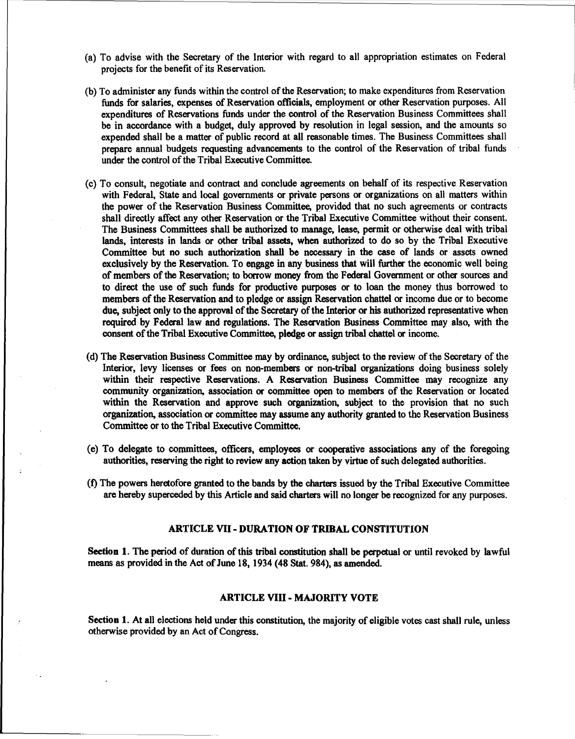(a) To advise with the Secretary of the Interior with regard to all appropriation estimates on Federal projects for the benefit of its Reservation.

(b) To administer any funds within the control of the Reservation; to make expenditures from Reservation funds for salaries, expenses of Reservation officials, employment or other Reservation purposes. All expenditures of Reservations funds under the control of the Reservation Business Committees shall be in accordance with a budget, duly approved by resolution in legal session, and the amounts so expended shall be a matter of public record at all reasonable times. The Business Committees shall prepare annual budgets requesting advancements to the control of the Reservation of tribal funds under the control of the Tribal Executive Committee.

(c) To consult, negotiate and contract and conclude agreements on behalf of its respective Reservation with Federal, State and local governments or private persons or organizations on all matters within the power of the Reservation Business Committee, provided that no such agreements or contracts shall directly affect any other Reservation or the Tribal Executive Committee without their consent. The Business Committees shall be authorized to manage, lease, permit or otherwise deal with tribal lands, interests in lands or other tribal assets, when authorized to do so by the Tribal Executive Committee but no such authorization shall be necessary in the case of lands or assets owned exclusively by the Reservation. To engage in any business that will further the economic well being of members of the Reservation; to borrow money from the Federal Government or other sources and to direct the use of such funds for productive purposes or to loan the money thus borrowed to members of the Reservation and to pledge or assign Reservation chattel or income due or to become due, subject only to the approval of the Secretary of the Interior or his authorized representative when required by Federal law and regulations. The Reservation Business Committee may also, with the consent of the Tribal Executive Committee, pledge or assign tribal chattel or income.

(d) The Reservation Business Committee may by ordinance, subject to the review of the Secretary of the Interior, levy licenses or fees on non-members or non-tribal organizations doing business solely within their respective Reservations. A Reservation Business Committee may recognize any community organization, association or committee open to members of the Reservation or located within the Reservation and approve such organization, subject to the provision that no such organization, association or committee may assume any authority granted to the Reservation Business Committee or to the Tribal Executive Committee.

(e) To delegate to committees, officers, employees or cooperative associations any of the foregoing authorities, reserving the right to review any action taken by virtue of such delegated authorities.

(f) The powers heretofore granted to the bands by the charters issued by the Tribal Executive Committee are hereby superceded by this Article and said charters will no longer be recognized for any purposes.

## ARTICLE VII - DURATION OF TRIBAL CONSTITUTION

**Section 1.** The period of duration of this tribal constitution shall be perpetual or until revoked by lawful means as provided in the Act of June 18, 1934 (48 Stat. 984), as amended.

## ARTICLE VIII - MAJORITY VOTE

**Section 1.** At all elections held under this constitution, the majority of eligible votes cast shall rule, unless otherwise provided by an Act of Congress.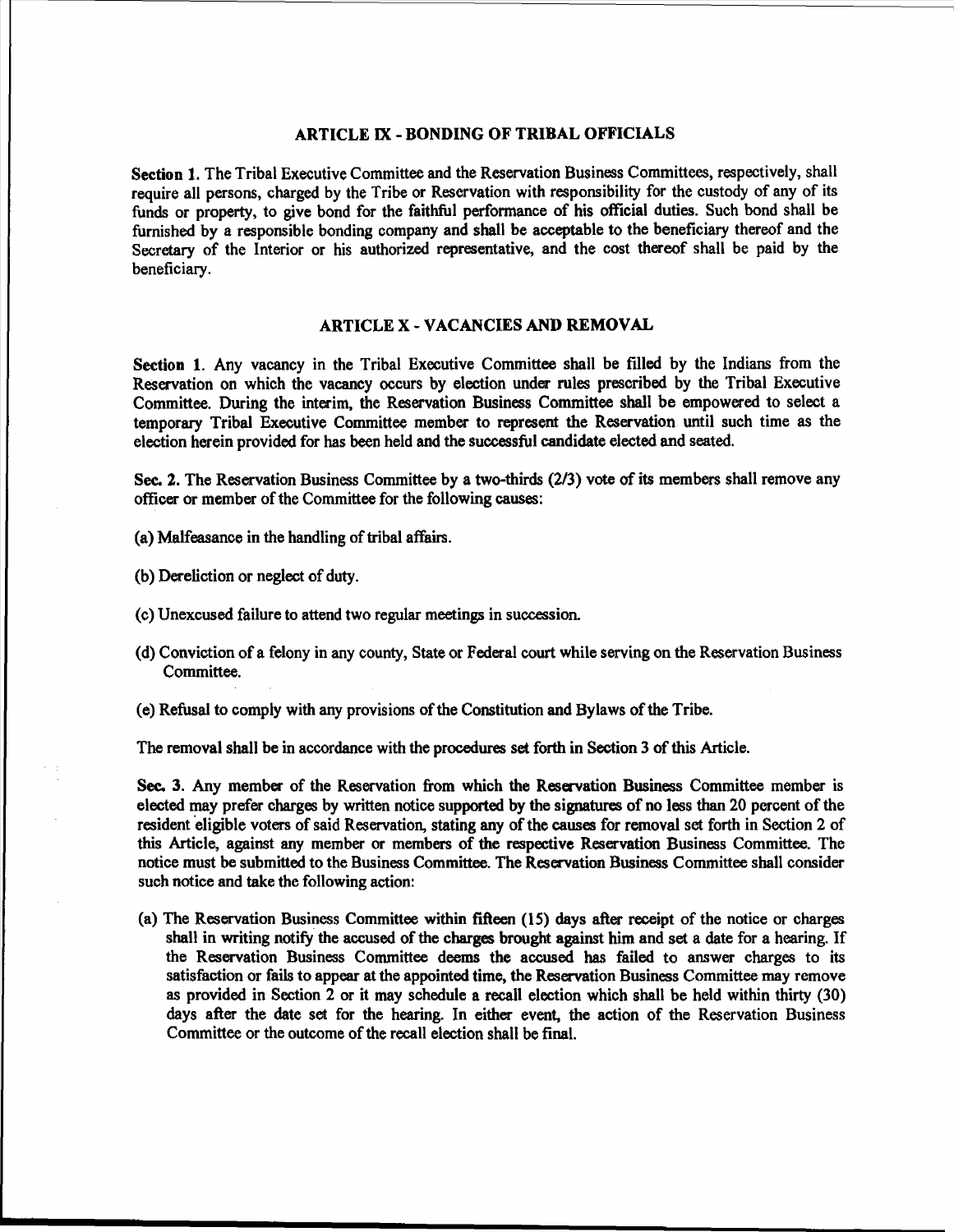## ARTICLE IX - BONDING OF TRIBAL OFFICIALS

**Section 1.** The Tribal Executive Committee and the Reservation Business Committees, respectively, shall require all persons, charged by the Tribe or Reservation with responsibility for the custody of any of its funds or property, to give bond for the faithful performance of his official duties. Such bond shall be furnished by a responsible bonding company and shall be acceptable to the beneficiary thereof and the Secretary of the Interior or his authorized representative, and the cost thereof shall be paid by the beneficiary.

## ARTICLE X - VACANCIES AND REMOVAL

**Section 1.** Any vacancy in the Tribal Executive Committee shall be filled by the Indians from the Reservation on which the vacancy occurs by election under rules prescribed by the Tribal Executive Committee. During the interim, the Reservation Business Committee shall be empowered to select a temporary Tribal Executive Committee member to represent the Reservation until such time as the election herein provided for has been held and the successful candidate elected and seated.

**Sec. 2.** The Reservation Business Committee by a two-thirds (2/3) vote of its members shall remove any officer or member of the Committee for the following causes:

(a) Malfeasance in the handling of tribal affairs.

(b) Dereliction or neglect of duty.

(c) Unexcused failure to attend two regular meetings in succession.

(d) Conviction of a felony in any county, State or Federal court while serving on the Reservation Business Committee.

(e) Refusal to comply with any provisions of the Constitution and Bylaws of the Tribe.

The removal shall be in accordance with the procedures set forth in Section 3 of this Article.

**Sec. 3.** Any member of the Reservation from which the Reservation Business Committee member is elected may prefer charges by written notice supported by the signatures of no less than 20 percent of the resident eligible voters of said Reservation, stating any of the causes for removal set forth in Section 2 of this Article, against any member or members of the respective Reservation Business Committee. The notice must be submitted to the Business Committee. The Reservation Business Committee shall consider such notice and take the following action:

(a) The Reservation Business Committee within fifteen (15) days after receipt of the notice or charges shall in writing notify the accused of the charges brought against him and set a date for a hearing. If the Reservation Business Committee deems the accused has failed to answer charges to its satisfaction or fails to appear at the appointed time, the Reservation Business Committee may remove as provided in Section 2 or it may schedule a recall election which shall be held within thirty (30) days after the date set for the hearing. In either event, the action of the Reservation Business Committee or the outcome of the recall election shall be final.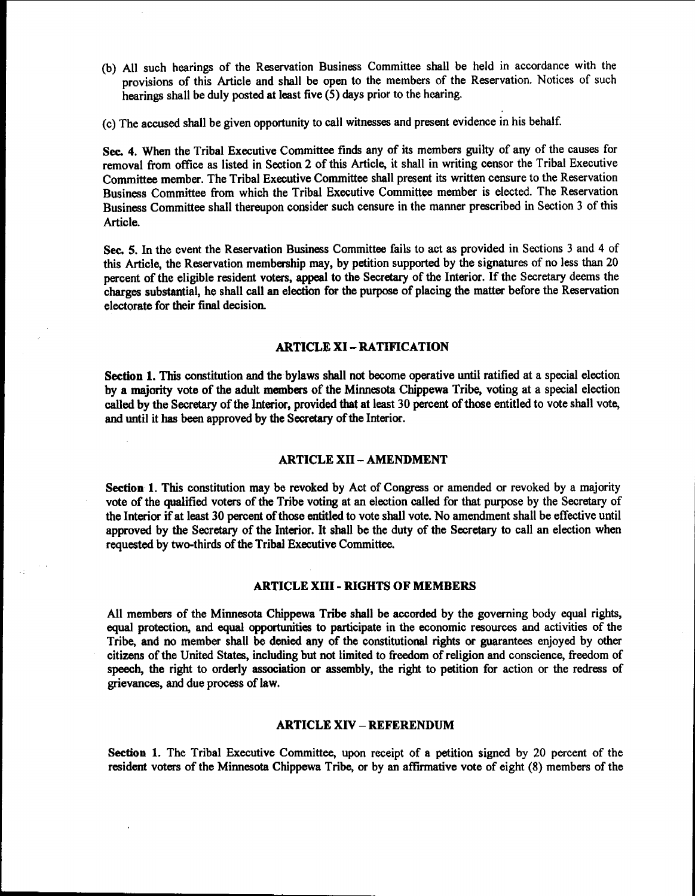(b) All such hearings of the Reservation Business Committee shall be held in accordance with the provisions of this Article and shall be open to the members of the Reservation. Notices of such hearings shall be duly posted at least five (5) days prior to the hearing.

(c) The accused shall be given opportunity to call witnesses and present evidence in his behalf.

**Sec. 4.** When the Tribal Executive Committee finds any of its members guilty of any of the causes for removal from office as listed in Section 2 of this Article, it shall in writing censor the Tribal Executive Committee member. The Tribal Executive Committee shall present its written censure to the Reservation Business Committee from which the Tribal Executive Committee member is elected. The Reservation Business Committee shall thereupon consider such censure in the manner prescribed in Section 3 of this Article.

**Sec. 5.** In the event the Reservation Business Committee fails to act as provided in Sections 3 and 4 of this Article, the Reservation membership may, by petition supported by the signatures of no less than 20 percent of the eligible resident voters, appeal to the Secretary of the Interior. If the Secretary deems the charges substantial, he shall call an election for the purpose of placing the matter before the Reservation electorate for their final decision.

## ARTICLE XI – RATIFICATION

**Section 1.** This constitution and the bylaws shall not become operative until ratified at a special election by a majority vote of the adult members of the Minnesota Chippewa Tribe, voting at a special election called by the Secretary of the Interior, provided that at least 30 percent of those entitled to vote shall vote, and until it has been approved by the Secretary of the Interior.

## ARTICLE XII – AMENDMENT

**Section 1.** This constitution may be revoked by Act of Congress or amended or revoked by a majority vote of the qualified voters of the Tribe voting at an election called for that purpose by the Secretary of the Interior if at least 30 percent of those entitled to vote shall vote. No amendment shall be effective until approved by the Secretary of the Interior. It shall be the duty of the Secretary to call an election when requested by two-thirds of the Tribal Executive Committee.

## ARTICLE XIII - RIGHTS OF MEMBERS

All members of the Minnesota Chippewa Tribe shall be accorded by the governing body equal rights, equal protection, and equal opportunities to participate in the economic resources and activities of the Tribe, and no member shall be denied any of the constitutional rights or guarantees enjoyed by other citizens of the United States, including but not limited to freedom of religion and conscience, freedom of speech, the right to orderly association or assembly, the right to petition for action or the redress of grievances, and due process of law.

## ARTICLE XIV – REFERENDUM

**Section 1.** The Tribal Executive Committee, upon receipt of a petition signed by 20 percent of the resident voters of the Minnesota Chippewa Tribe, or by an affirmative vote of eight (8) members of the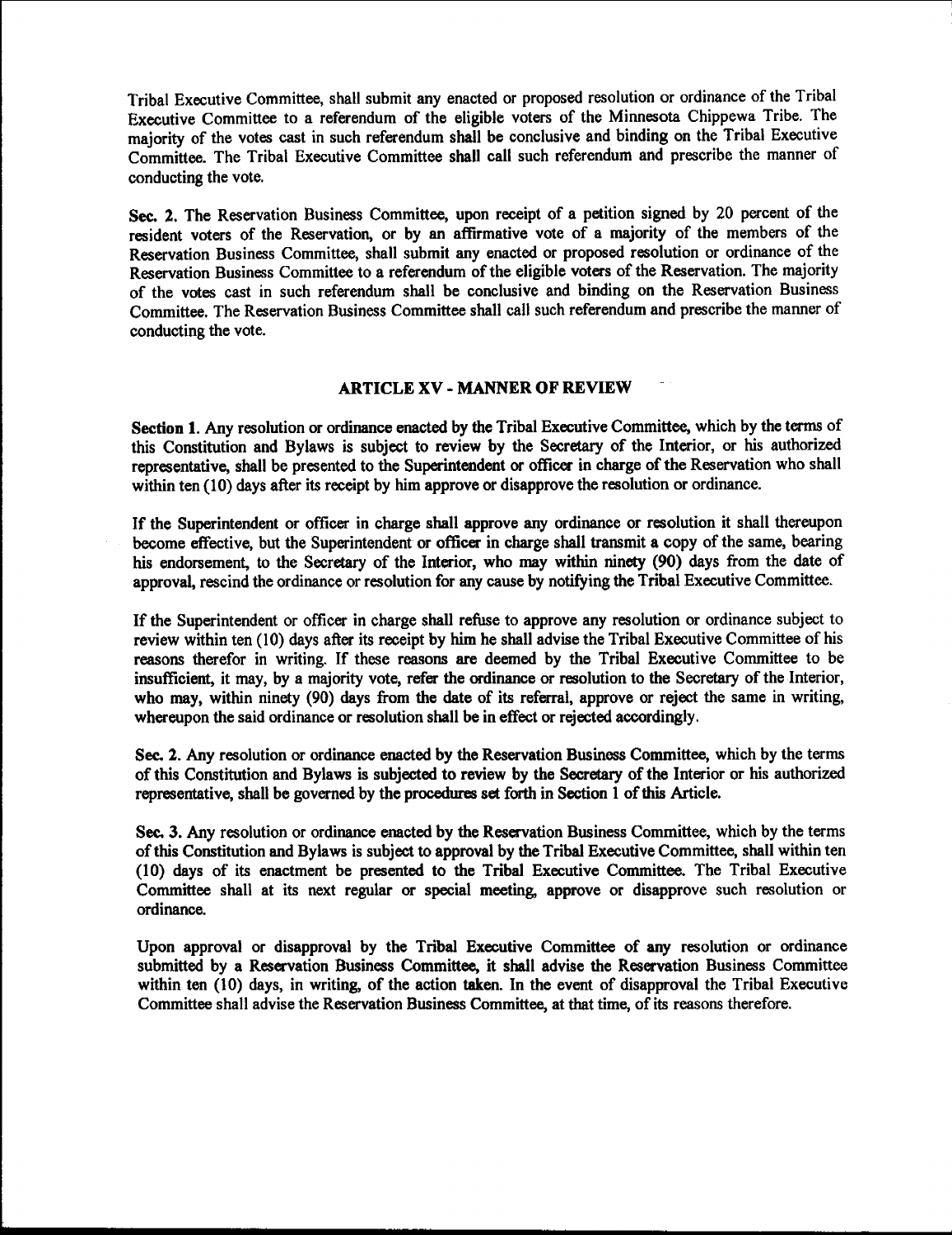Tribal Executive Committee, shall submit any enacted or proposed resolution or ordinance of the Tribal Executive Committee to a referendum of the eligible voters of the Minnesota Chippewa Tribe. The majority of the votes cast in such referendum shall be conclusive and binding on the Tribal Executive Committee. The Tribal Executive Committee shall call such referendum and prescribe the manner of conducting the vote.

**Sec. 2.** The Reservation Business Committee, upon receipt of a petition signed by 20 percent of the resident voters of the Reservation, or by an affirmative vote of a majority of the members of the Reservation Business Committee, shall submit any enacted or proposed resolution or ordinance of the Reservation Business Committee to a referendum of the eligible voters of the Reservation. The majority of the votes cast in such referendum shall be conclusive and binding on the Reservation Business Committee. The Reservation Business Committee shall call such referendum and prescribe the manner of conducting the vote.

## ARTICLE XV - MANNER OF REVIEW

**Section 1.** Any resolution or ordinance enacted by the Tribal Executive Committee, which by the terms of this Constitution and Bylaws is subject to review by the Secretary of the Interior, or his authorized representative, shall be presented to the Superintendent or officer in charge of the Reservation who shall within ten (10) days after its receipt by him approve or disapprove the resolution or ordinance.

If the Superintendent or officer in charge shall approve any ordinance or resolution it shall thereupon become effective, but the Superintendent or officer in charge shall transmit a copy of the same, bearing his endorsement, to the Secretary of the Interior, who may within ninety (90) days from the date of approval, rescind the ordinance or resolution for any cause by notifying the Tribal Executive Committee.

If the Superintendent or officer in charge shall refuse to approve any resolution or ordinance subject to review within ten (10) days after its receipt by him he shall advise the Tribal Executive Committee of his reasons therefor in writing. If these reasons are deemed by the Tribal Executive Committee to be insufficient, it may, by a majority vote, refer the ordinance or resolution to the Secretary of the Interior, who may, within ninety (90) days from the date of its referral, approve or reject the same in writing, whereupon the said ordinance or resolution shall be in effect or rejected accordingly.

**Sec. 2.** Any resolution or ordinance enacted by the Reservation Business Committee, which by the terms of this Constitution and Bylaws is subjected to review by the Secretary of the Interior or his authorized representative, shall be governed by the procedures set forth in Section 1 of this Article.

**Sec. 3.** Any resolution or ordinance enacted by the Reservation Business Committee, which by the terms of this Constitution and Bylaws is subject to approval by the Tribal Executive Committee, shall within ten (10) days of its enactment be presented to the Tribal Executive Committee. The Tribal Executive Committee shall at its next regular or special meeting, approve or disapprove such resolution or ordinance.

Upon approval or disapproval by the Tribal Executive Committee of any resolution or ordinance submitted by a Reservation Business Committee, it shall advise the Reservation Business Committee within ten (10) days, in writing, of the action taken. In the event of disapproval the Tribal Executive Committee shall advise the Reservation Business Committee, at that time, of its reasons therefore.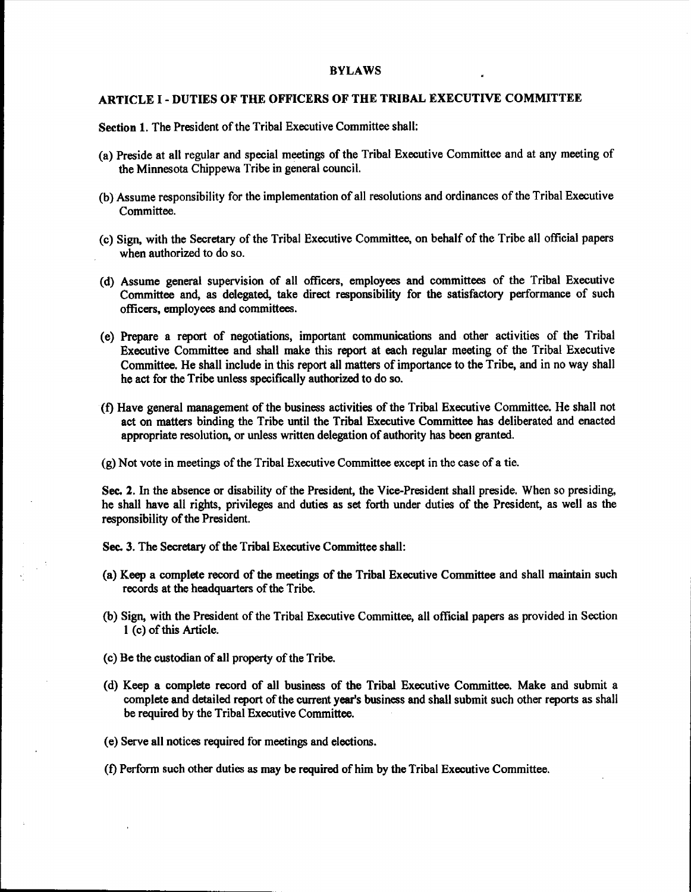# BYLAWS

## ARTICLE I - DUTIES OF THE OFFICERS OF THE TRIBAL EXECUTIVE COMMITTEE

**Section 1.** The President of the Tribal Executive Committee shall:

(a) Preside at all regular and special meetings of the Tribal Executive Committee and at any meeting of the Minnesota Chippewa Tribe in general council.

(b) Assume responsibility for the implementation of all resolutions and ordinances of the Tribal Executive Committee.

(c) Sign, with the Secretary of the Tribal Executive Committee, on behalf of the Tribe all official papers when authorized to do so.

(d) Assume general supervision of all officers, employees and committees of the Tribal Executive Committee and, as delegated, take direct responsibility for the satisfactory performance of such officers, employees and committees.

(e) Prepare a report of negotiations, important communications and other activities of the Tribal Executive Committee and shall make this report at each regular meeting of the Tribal Executive Committee. He shall include in this report all matters of importance to the Tribe, and in no way shall he act for the Tribe unless specifically authorized to do so.

(f) Have general management of the business activities of the Tribal Executive Committee. He shall not act on matters binding the Tribe until the Tribal Executive Committee has deliberated and enacted appropriate resolution, or unless written delegation of authority has been granted.

(g) Not vote in meetings of the Tribal Executive Committee except in the case of a tie.

**Sec. 2.** In the absence or disability of the President, the Vice-President shall preside. When so presiding, he shall have all rights, privileges and duties as set forth under duties of the President, as well as the responsibility of the President.

**Sec. 3.** The Secretary of the Tribal Executive Committee shall:

(a) Keep a complete record of the meetings of the Tribal Executive Committee and shall maintain such records at the headquarters of the Tribe.

(b) Sign, with the President of the Tribal Executive Committee, all official papers as provided in Section 1 (c) of this Article.

(c) Be the custodian of all property of the Tribe.

(d) Keep a complete record of all business of the Tribal Executive Committee. Make and submit a complete and detailed report of the current year's business and shall submit such other reports as shall be required by the Tribal Executive Committee.

(e) Serve all notices required for meetings and elections.

(f) Perform such other duties as may be required of him by the Tribal Executive Committee.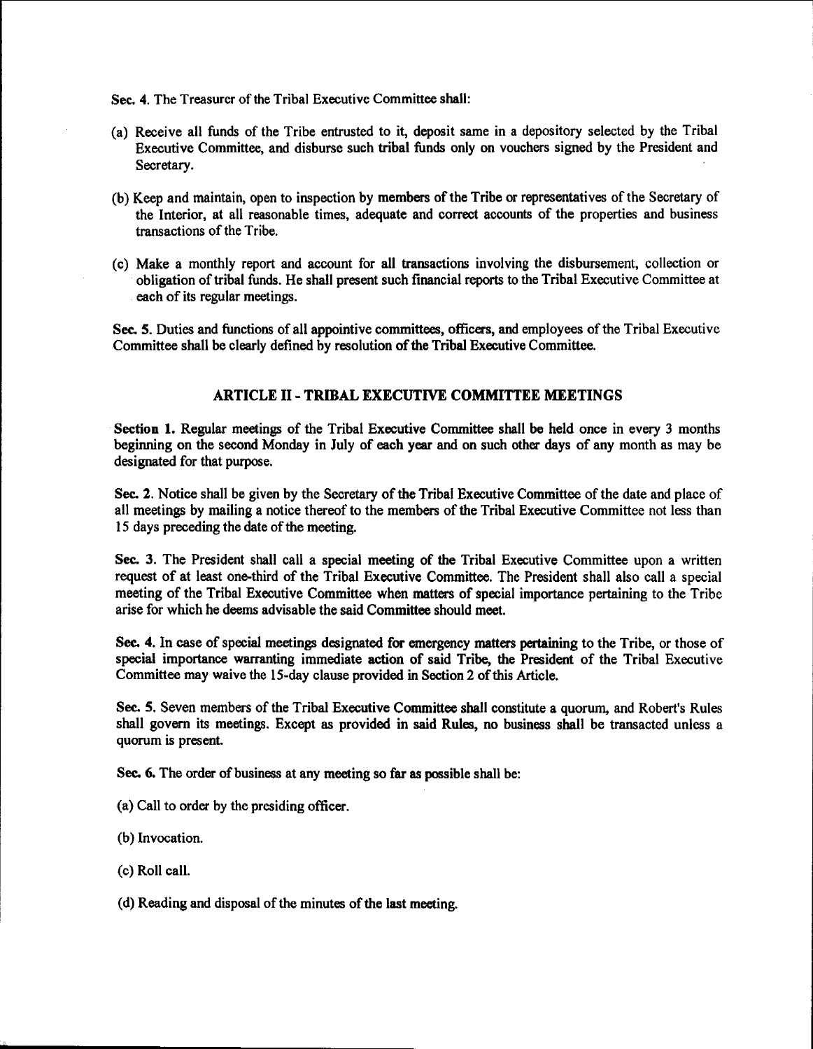Sec. 4. The Treasurer of the Tribal Executive Committee shall:

(a) Receive all funds of the Tribe entrusted to it, deposit same in a depository selected by the Tribal Executive Committee, and disburse such tribal funds only on vouchers signed by the President and Secretary.

(b) Keep and maintain, open to inspection by members of the Tribe or representatives of the Secretary of the Interior, at all reasonable times, adequate and correct accounts of the properties and business transactions of the Tribe.

(c) Make a monthly report and account for all transactions involving the disbursement, collection or obligation of tribal funds. He shall present such financial reports to the Tribal Executive Committee at each of its regular meetings.

Sec. 5. Duties and functions of all appointive committees, officers, and employees of the Tribal Executive Committee shall be clearly defined by resolution of the Tribal Executive Committee.

## ARTICLE II - TRIBAL EXECUTIVE COMMITTEE MEETINGS

**Section 1.** Regular meetings of the Tribal Executive Committee shall be held once in every 3 months beginning on the second Monday in July of each year and on such other days of any month as may be designated for that purpose.

Sec. 2. Notice shall be given by the Secretary of the Tribal Executive Committee of the date and place of all meetings by mailing a notice thereof to the members of the Tribal Executive Committee not less than 15 days preceding the date of the meeting.

Sec. 3. The President shall call a special meeting of the Tribal Executive Committee upon a written request of at least one-third of the Tribal Executive Committee. The President shall also call a special meeting of the Tribal Executive Committee when matters of special importance pertaining to the Tribe arise for which he deems advisable the said Committee should meet.

Sec. 4. In case of special meetings designated for emergency matters pertaining to the Tribe, or those of special importance warranting immediate action of said Tribe, the President of the Tribal Executive Committee may waive the 15-day clause provided in Section 2 of this Article.

Sec. 5. Seven members of the Tribal Executive Committee shall constitute a quorum, and Robert's Rules shall govern its meetings. Except as provided in said Rules, no business shall be transacted unless a quorum is present.

Sec. 6. The order of business at any meeting so far as possible shall be:

(a) Call to order by the presiding officer.

(b) Invocation.

(c) Roll call.

(d) Reading and disposal of the minutes of the last meeting.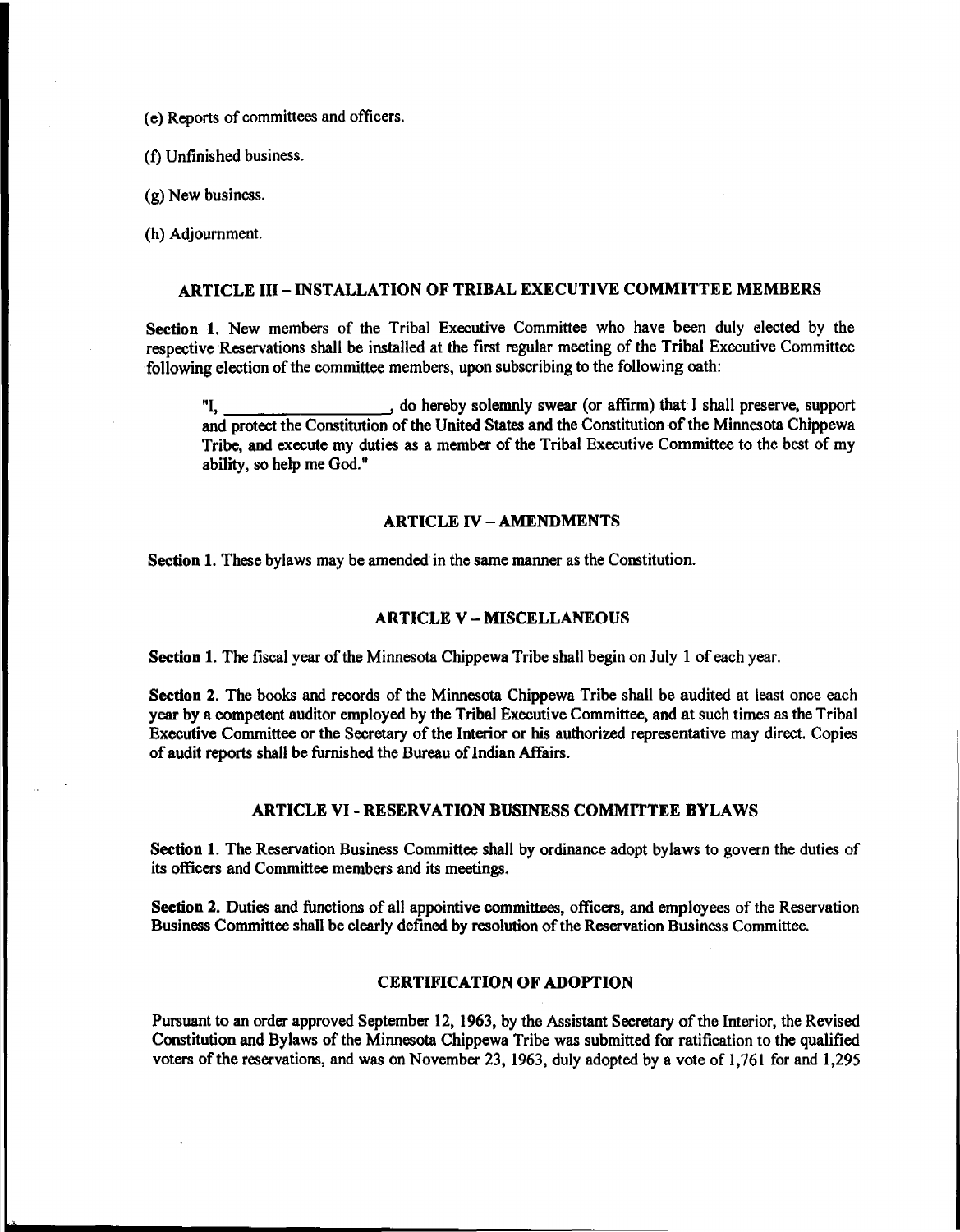(e) Reports of committees and officers.

(f) Unfinished business.

(g) New business.

(h) Adjournment.

## ARTICLE III – INSTALLATION OF TRIBAL EXECUTIVE COMMITTEE MEMBERS

**Section 1.** New members of the Tribal Executive Committee who have been duly elected by the respective Reservations shall be installed at the first regular meeting of the Tribal Executive Committee following election of the committee members, upon subscribing to the following oath:

> "I, \_\_\_\_\_\_\_\_\_\_\_\_\_\_\_\_\_\_\_\_, do hereby solemnly swear (or affirm) that I shall preserve, support and protect the Constitution of the United States and the Constitution of the Minnesota Chippewa Tribe, and execute my duties as a member of the Tribal Executive Committee to the best of my ability, so help me God."

## ARTICLE IV – AMENDMENTS

**Section 1.** These bylaws may be amended in the same manner as the Constitution.

## ARTICLE V – MISCELLANEOUS

**Section 1.** The fiscal year of the Minnesota Chippewa Tribe shall begin on July 1 of each year.

**Section 2.** The books and records of the Minnesota Chippewa Tribe shall be audited at least once each year by a competent auditor employed by the Tribal Executive Committee, and at such times as the Tribal Executive Committee or the Secretary of the Interior or his authorized representative may direct. Copies of audit reports shall be furnished the Bureau of Indian Affairs.

## ARTICLE VI - RESERVATION BUSINESS COMMITTEE BYLAWS

**Section 1.** The Reservation Business Committee shall by ordinance adopt bylaws to govern the duties of its officers and Committee members and its meetings.

**Section 2.** Duties and functions of all appointive committees, officers, and employees of the Reservation Business Committee shall be clearly defined by resolution of the Reservation Business Committee.

## CERTIFICATION OF ADOPTION

Pursuant to an order approved September 12, 1963, by the Assistant Secretary of the Interior, the Revised Constitution and Bylaws of the Minnesota Chippewa Tribe was submitted for ratification to the qualified voters of the reservations, and was on November 23, 1963, duly adopted by a vote of 1,761 for and 1,295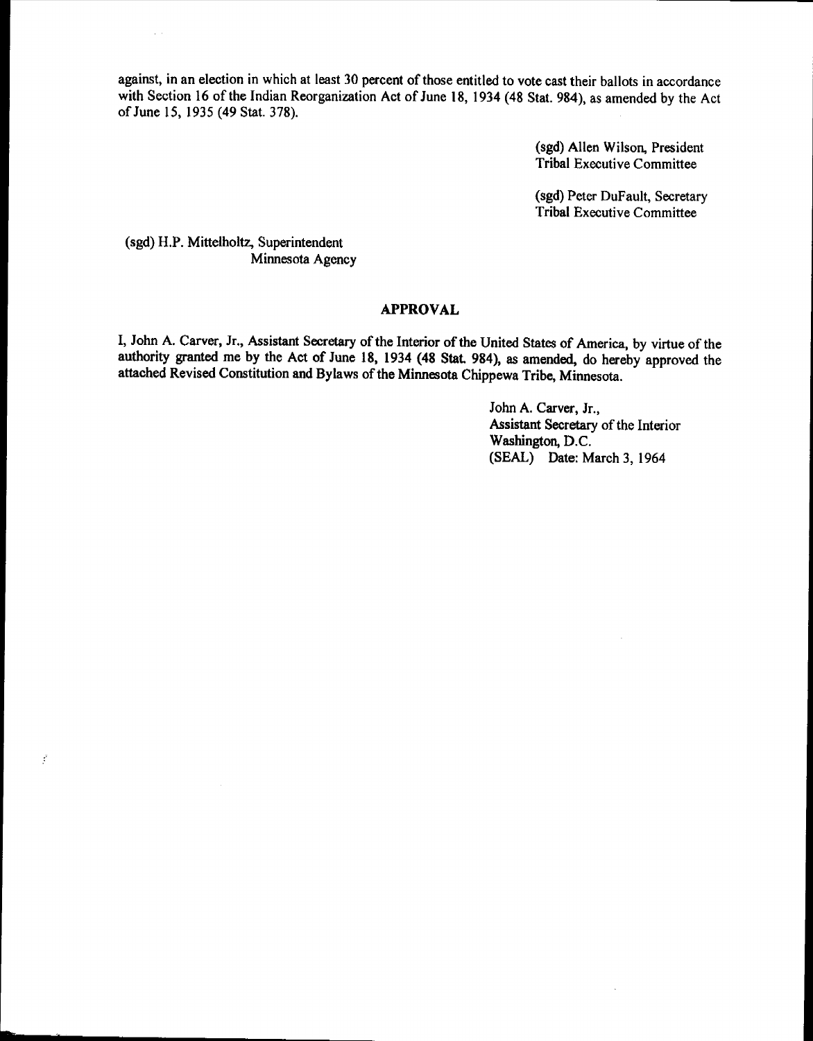against, in an election in which at least 30 percent of those entitled to vote cast their ballots in accordance with Section 16 of the Indian Reorganization Act of June 18, 1934 (48 Stat. 984), as amended by the Act of June 15, 1935 (49 Stat. 378).

(sgd) Allen Wilson, President
Tribal Executive Committee

(sgd) Peter DuFault, Secretary
Tribal Executive Committee

(sgd) H.P. Mittelholtz, Superintendent
Minnesota Agency

## APPROVAL

I, John A. Carver, Jr., Assistant Secretary of the Interior of the United States of America, by virtue of the authority granted me by the Act of June 18, 1934 (48 Stat. 984), as amended, do hereby approved the attached Revised Constitution and Bylaws of the Minnesota Chippewa Tribe, Minnesota.

John A. Carver, Jr.,
Assistant Secretary of the Interior
Washington, D.C.
(SEAL) Date: March 3, 1964